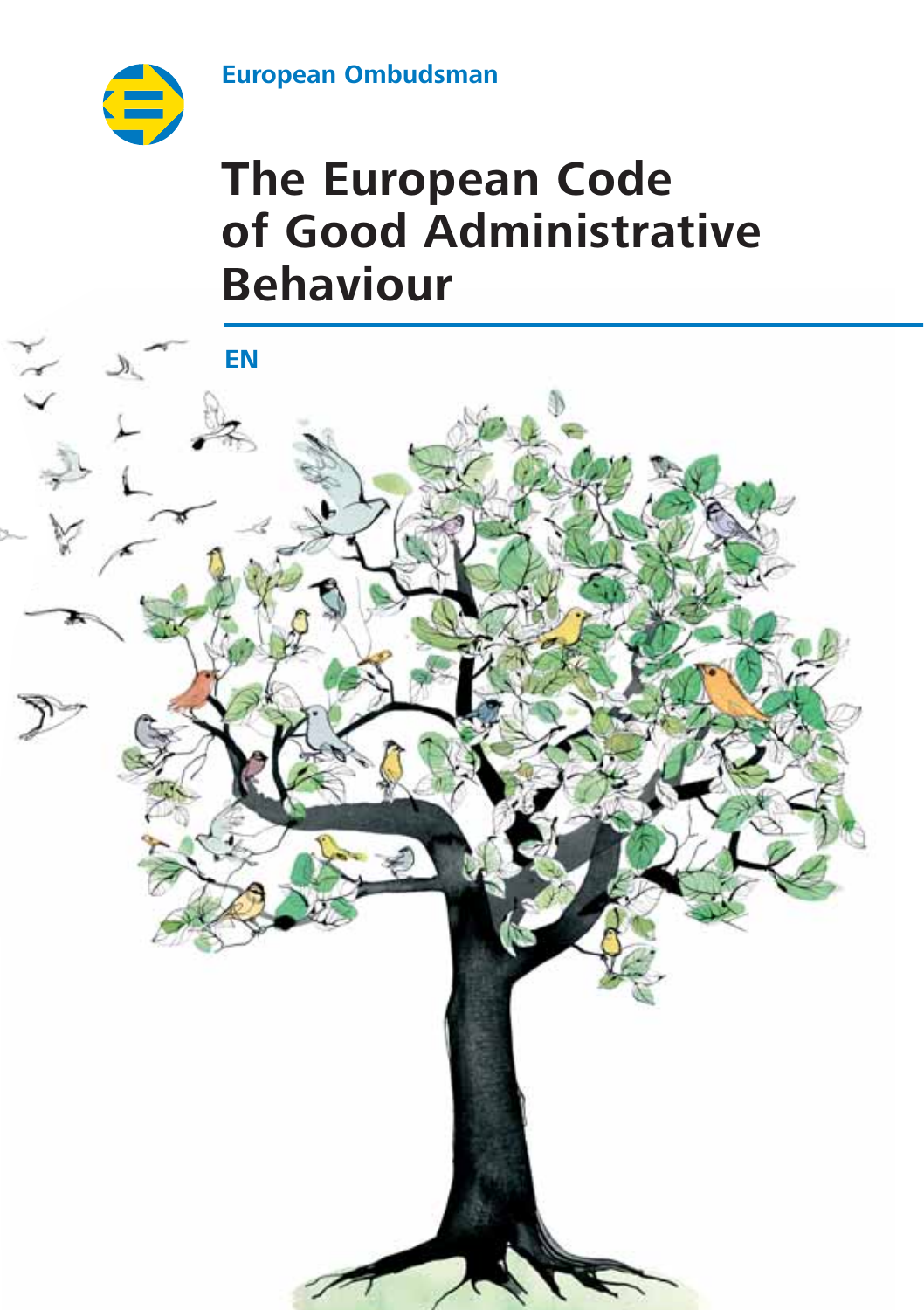European Ombudsman

# The European Code of Good Administrative Behaviour

EN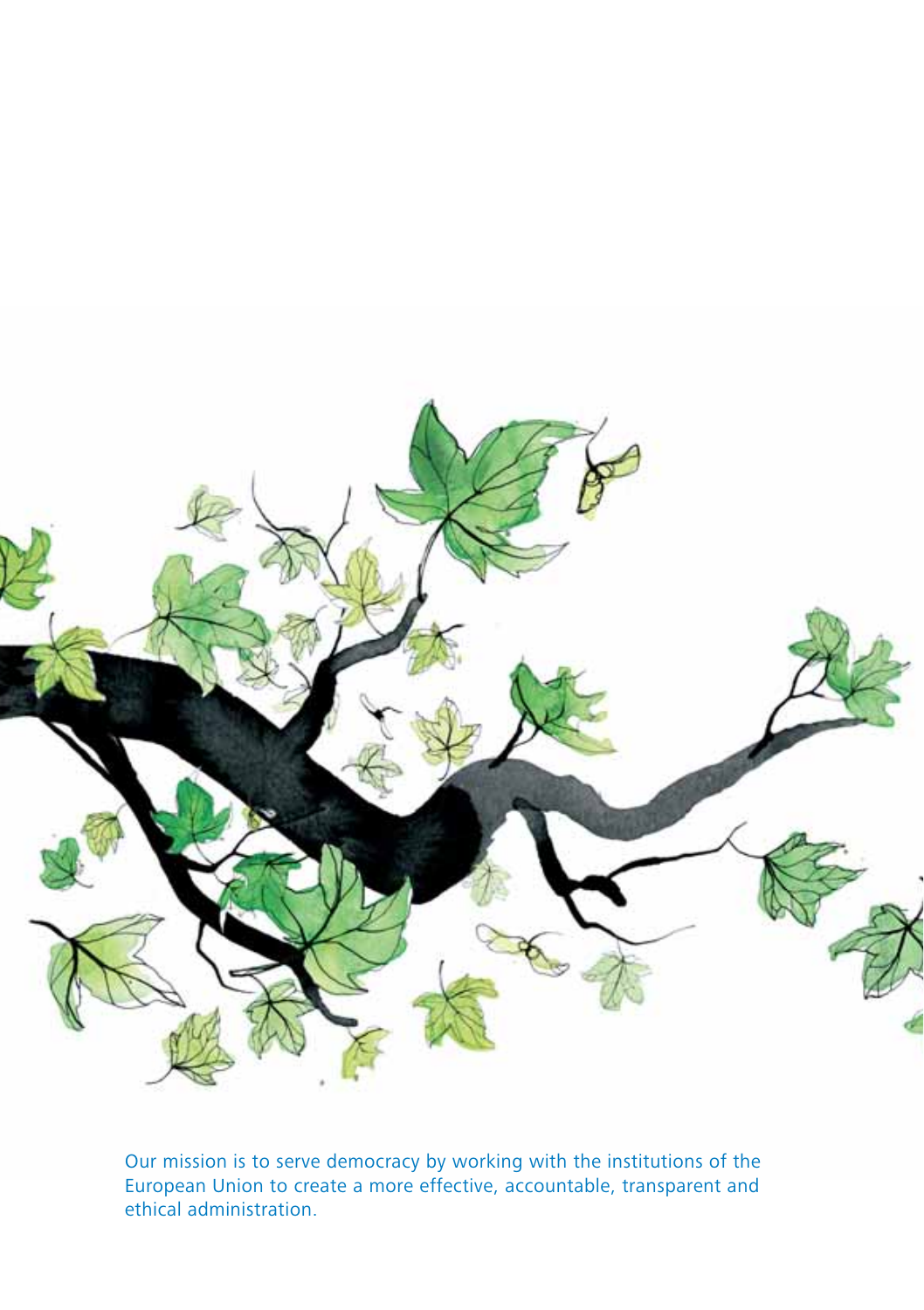Our mission is to serve democracy by working with the institutions of the European Union to create a more effective, accountable, transparent and ethical administration.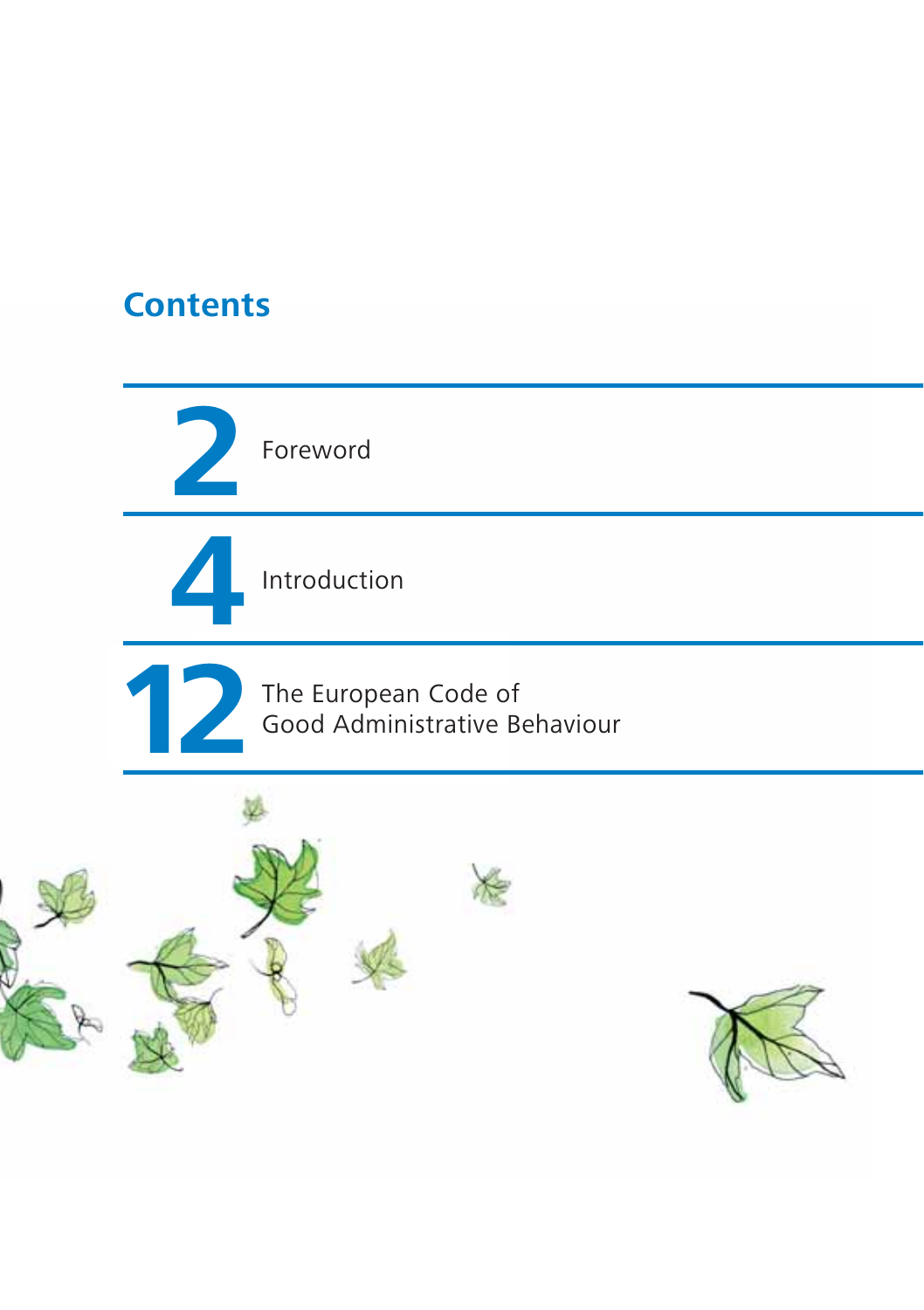# Contents

| | |
|---|---|
| 2 | Foreword |
| 4 | Introduction |
| 12 | The European Code of Good Administrative Behaviour |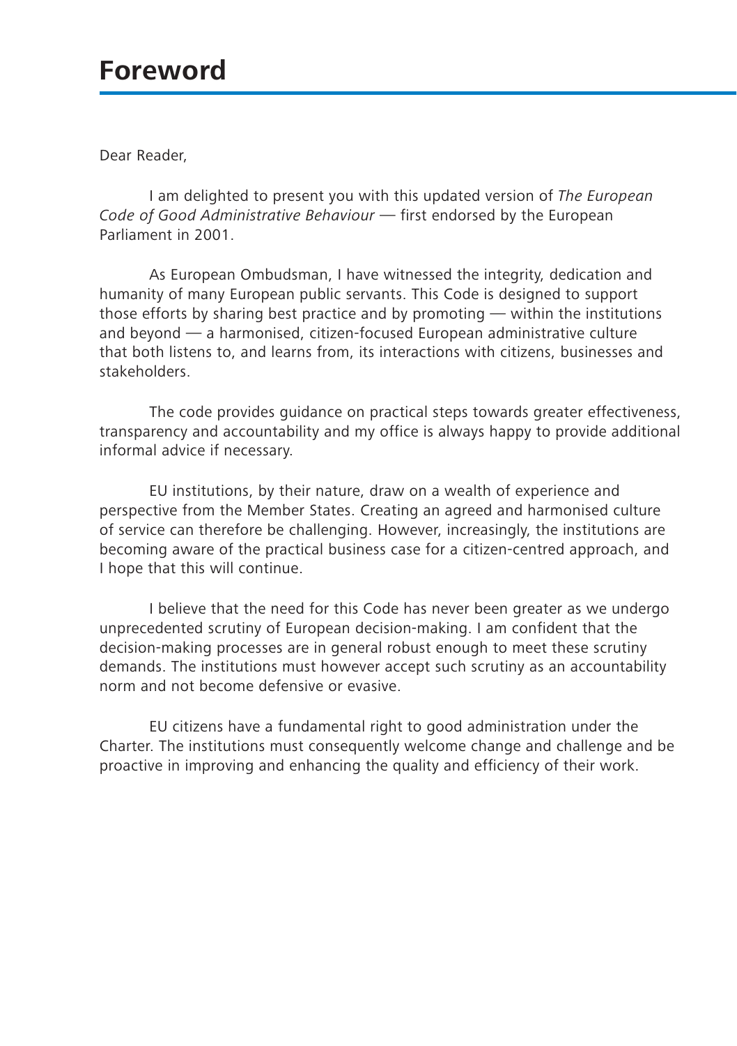# Foreword

Dear Reader,

I am delighted to present you with this updated version of *The European Code of Good Administrative Behaviour* — first endorsed by the European Parliament in 2001.

As European Ombudsman, I have witnessed the integrity, dedication and humanity of many European public servants. This Code is designed to support those efforts by sharing best practice and by promoting — within the institutions and beyond — a harmonised, citizen-focused European administrative culture that both listens to, and learns from, its interactions with citizens, businesses and stakeholders.

The code provides guidance on practical steps towards greater effectiveness, transparency and accountability and my office is always happy to provide additional informal advice if necessary.

EU institutions, by their nature, draw on a wealth of experience and perspective from the Member States. Creating an agreed and harmonised culture of service can therefore be challenging. However, increasingly, the institutions are becoming aware of the practical business case for a citizen-centred approach, and I hope that this will continue.

I believe that the need for this Code has never been greater as we undergo unprecedented scrutiny of European decision-making. I am confident that the decision-making processes are in general robust enough to meet these scrutiny demands. The institutions must however accept such scrutiny as an accountability norm and not become defensive or evasive.

EU citizens have a fundamental right to good administration under the Charter. The institutions must consequently welcome change and challenge and be proactive in improving and enhancing the quality and efficiency of their work.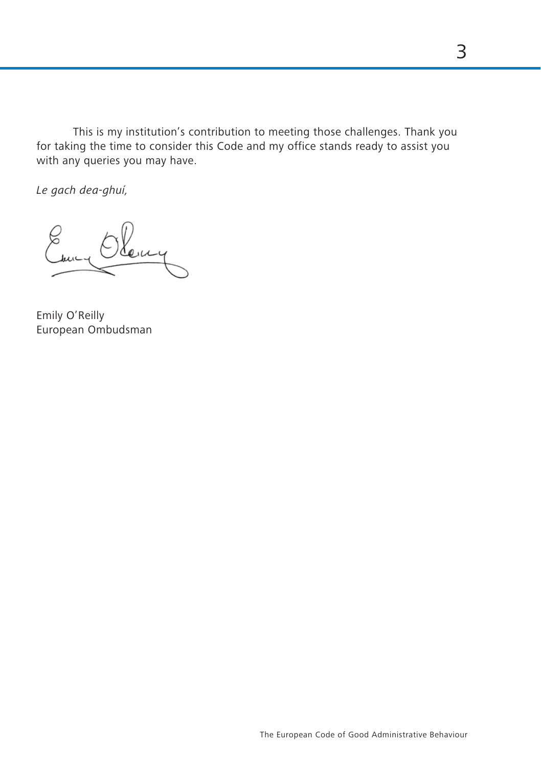This is my institution's contribution to meeting those challenges. Thank you for taking the time to consider this Code and my office stands ready to assist you with any queries you may have.

*Le gach dea-ghuí,*

Emily O'Reilly
European Ombudsman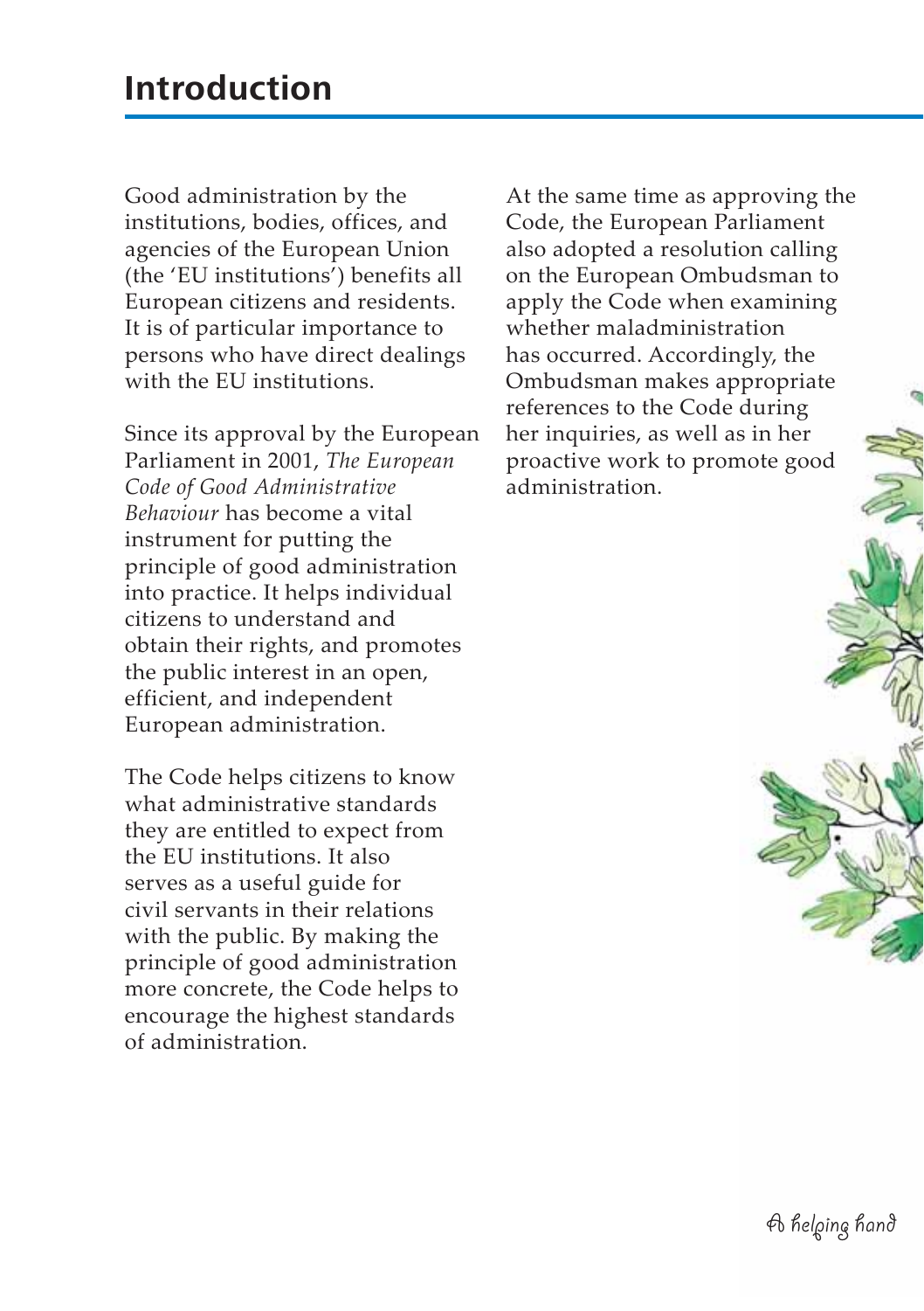# Introduction

Good administration by the institutions, bodies, offices, and agencies of the European Union (the 'EU institutions') benefits all European citizens and residents. It is of particular importance to persons who have direct dealings with the EU institutions.

Since its approval by the European Parliament in 2001, *The European Code of Good Administrative Behaviour* has become a vital instrument for putting the principle of good administration into practice. It helps individual citizens to understand and obtain their rights, and promotes the public interest in an open, efficient, and independent European administration.

The Code helps citizens to know what administrative standards they are entitled to expect from the EU institutions. It also serves as a useful guide for civil servants in their relations with the public. By making the principle of good administration more concrete, the Code helps to encourage the highest standards of administration.

At the same time as approving the Code, the European Parliament also adopted a resolution calling on the European Ombudsman to apply the Code when examining whether maladministration has occurred. Accordingly, the Ombudsman makes appropriate references to the Code during her inquiries, as well as in her proactive work to promote good administration.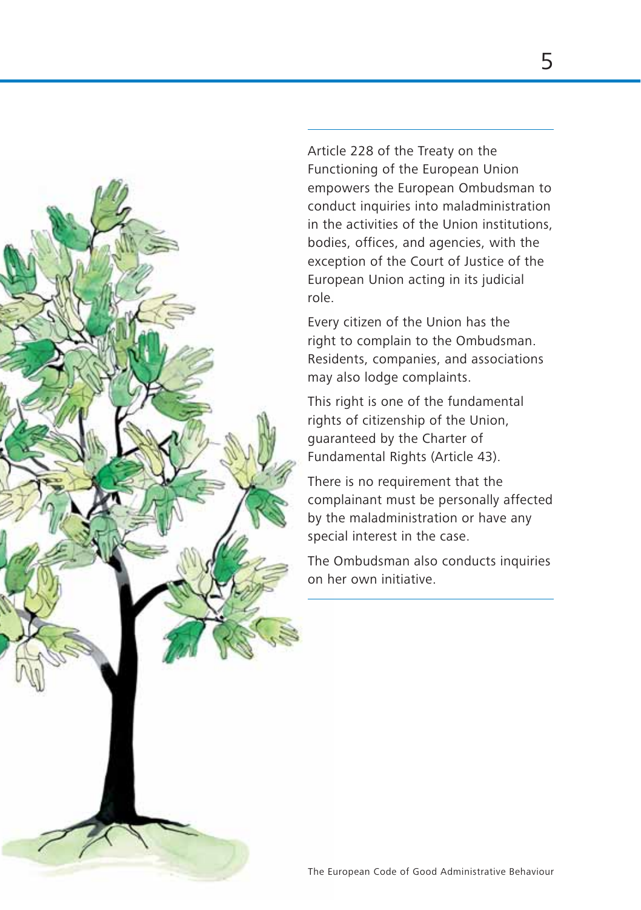Article 228 of the Treaty on the Functioning of the European Union empowers the European Ombudsman to conduct inquiries into maladministration in the activities of the Union institutions, bodies, offices, and agencies, with the exception of the Court of Justice of the European Union acting in its judicial role.

Every citizen of the Union has the right to complain to the Ombudsman. Residents, companies, and associations may also lodge complaints.

This right is one of the fundamental rights of citizenship of the Union, guaranteed by the Charter of Fundamental Rights (Article 43).

There is no requirement that the complainant must be personally affected by the maladministration or have any special interest in the case.

The Ombudsman also conducts inquiries on her own initiative.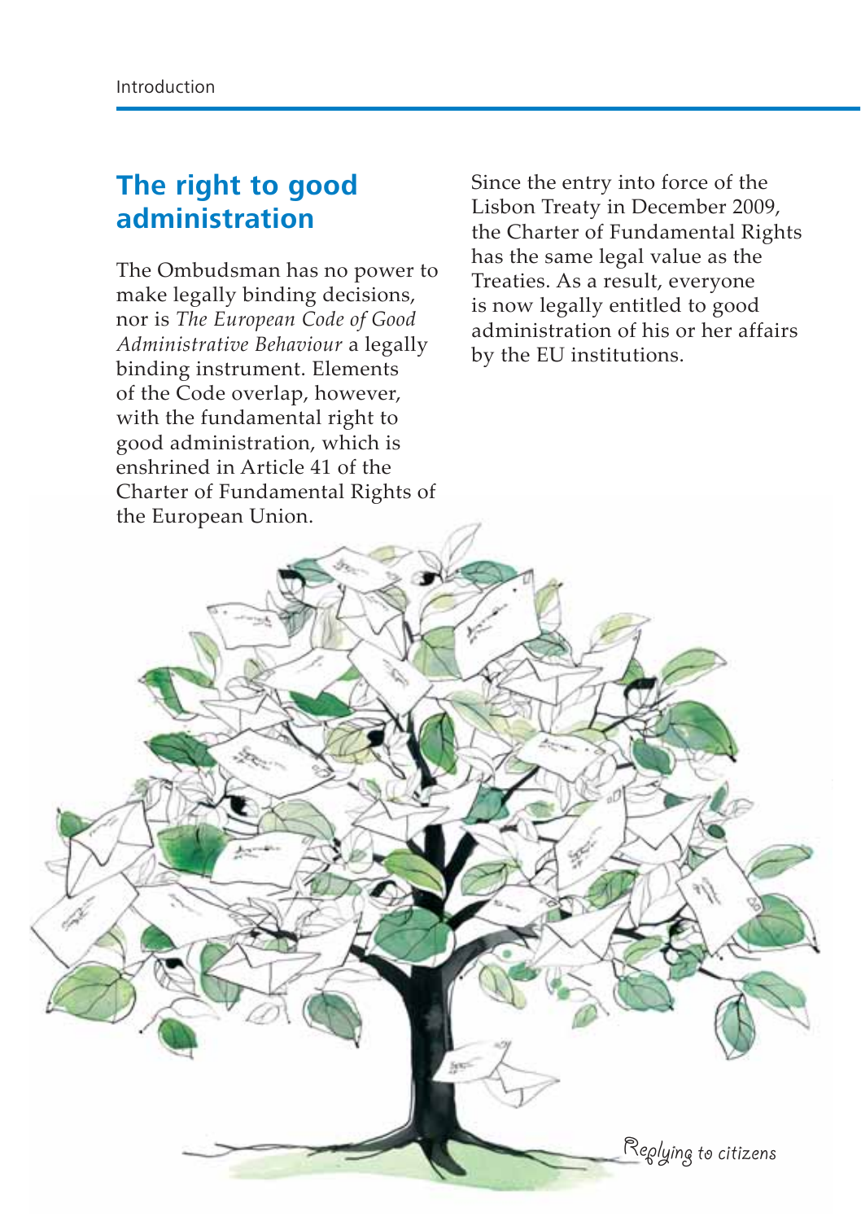## The right to good administration

The Ombudsman has no power to make legally binding decisions, nor is *The European Code of Good Administrative Behaviour* a legally binding instrument. Elements of the Code overlap, however, with the fundamental right to good administration, which is enshrined in Article 41 of the Charter of Fundamental Rights of the European Union.

Since the entry into force of the Lisbon Treaty in December 2009, the Charter of Fundamental Rights has the same legal value as the Treaties. As a result, everyone is now legally entitled to good administration of his or her affairs by the EU institutions.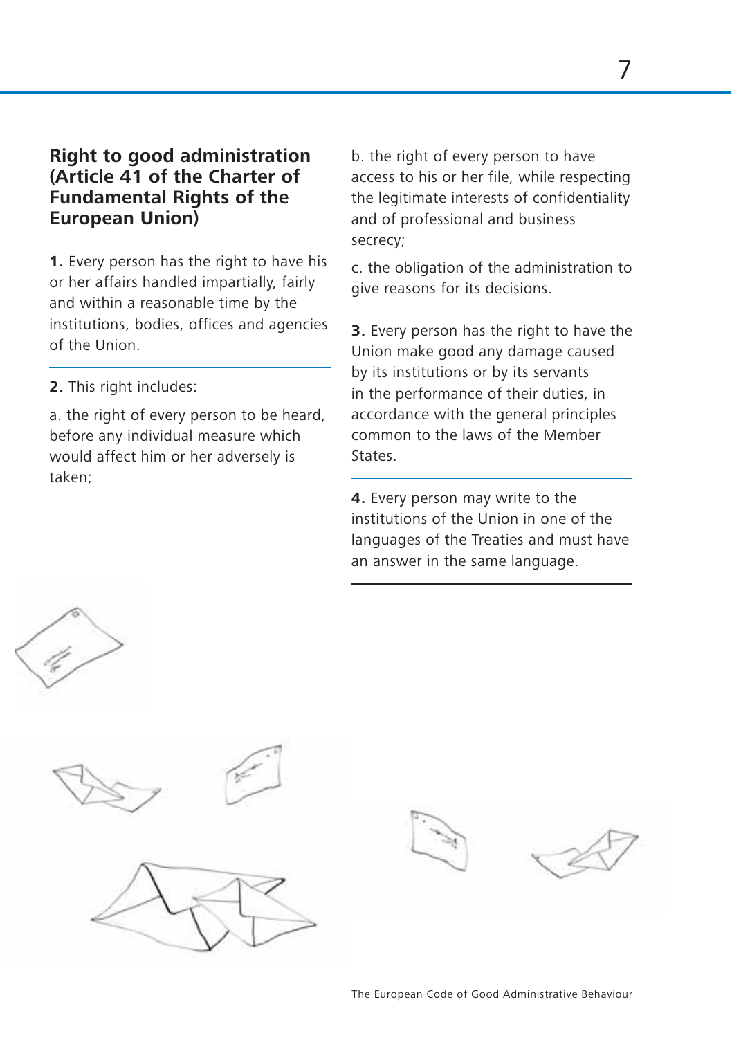## Right to good administration (Article 41 of the Charter of Fundamental Rights of the European Union)

**1.** Every person has the right to have his or her affairs handled impartially, fairly and within a reasonable time by the institutions, bodies, offices and agencies of the Union.

**2.** This right includes:

a. the right of every person to be heard, before any individual measure which would affect him or her adversely is taken;

b. the right of every person to have access to his or her file, while respecting the legitimate interests of confidentiality and of professional and business secrecy;

c. the obligation of the administration to give reasons for its decisions.

**3.** Every person has the right to have the Union make good any damage caused by its institutions or by its servants in the performance of their duties, in accordance with the general principles common to the laws of the Member States.

**4.** Every person may write to the institutions of the Union in one of the languages of the Treaties and must have an answer in the same language.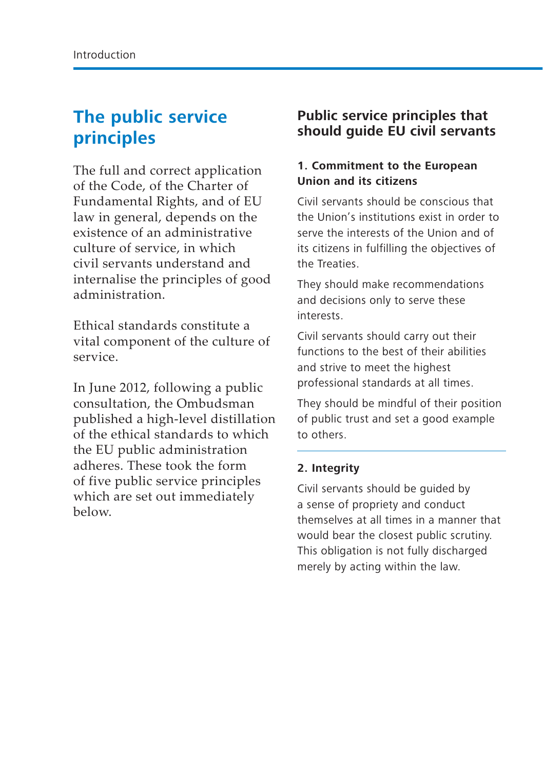## The public service principles

The full and correct application of the Code, of the Charter of Fundamental Rights, and of EU law in general, depends on the existence of an administrative culture of service, in which civil servants understand and internalise the principles of good administration.

Ethical standards constitute a vital component of the culture of service.

In June 2012, following a public consultation, the Ombudsman published a high-level distillation of the ethical standards to which the EU public administration adheres. These took the form of five public service principles which are set out immediately below.

### Public service principles that should guide EU civil servants

#### 1. Commitment to the European Union and its citizens

Civil servants should be conscious that the Union's institutions exist in order to serve the interests of the Union and of its citizens in fulfilling the objectives of the Treaties.

They should make recommendations and decisions only to serve these interests.

Civil servants should carry out their functions to the best of their abilities and strive to meet the highest professional standards at all times.

They should be mindful of their position of public trust and set a good example to others.

#### 2. Integrity

Civil servants should be guided by a sense of propriety and conduct themselves at all times in a manner that would bear the closest public scrutiny. This obligation is not fully discharged merely by acting within the law.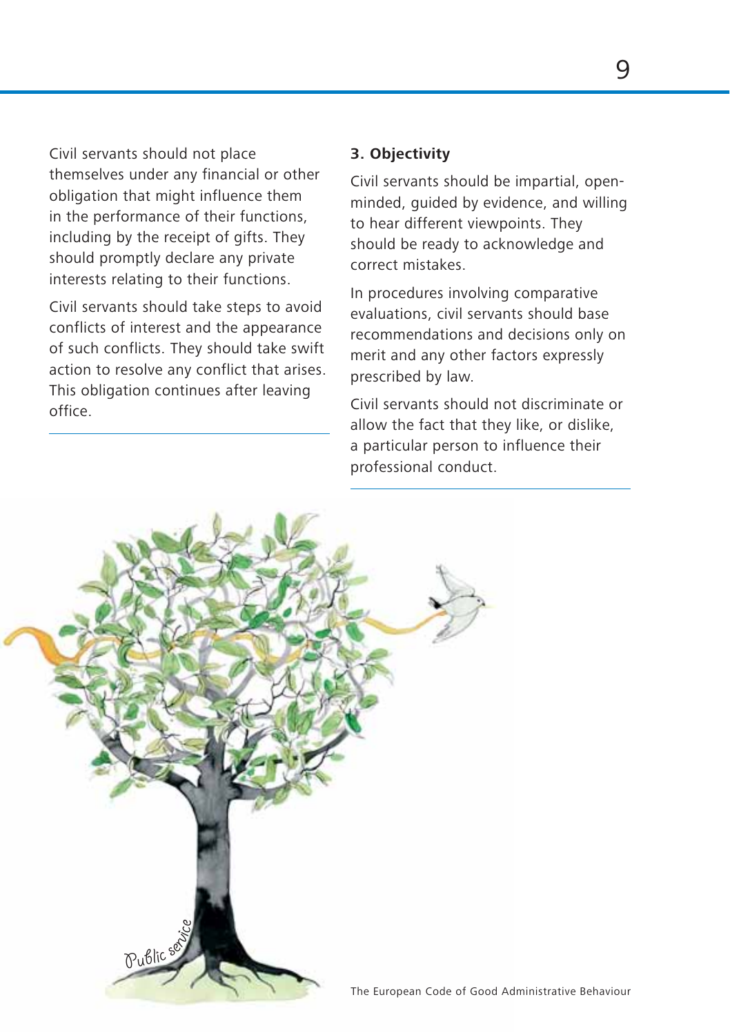Civil servants should not place themselves under any financial or other obligation that might influence them in the performance of their functions, including by the receipt of gifts. They should promptly declare any private interests relating to their functions.

Civil servants should take steps to avoid conflicts of interest and the appearance of such conflicts. They should take swift action to resolve any conflict that arises. This obligation continues after leaving office.

### 3. Objectivity

Civil servants should be impartial, open-minded, guided by evidence, and willing to hear different viewpoints. They should be ready to acknowledge and correct mistakes.

In procedures involving comparative evaluations, civil servants should base recommendations and decisions only on merit and any other factors expressly prescribed by law.

Civil servants should not discriminate or allow the fact that they like, or dislike, a particular person to influence their professional conduct.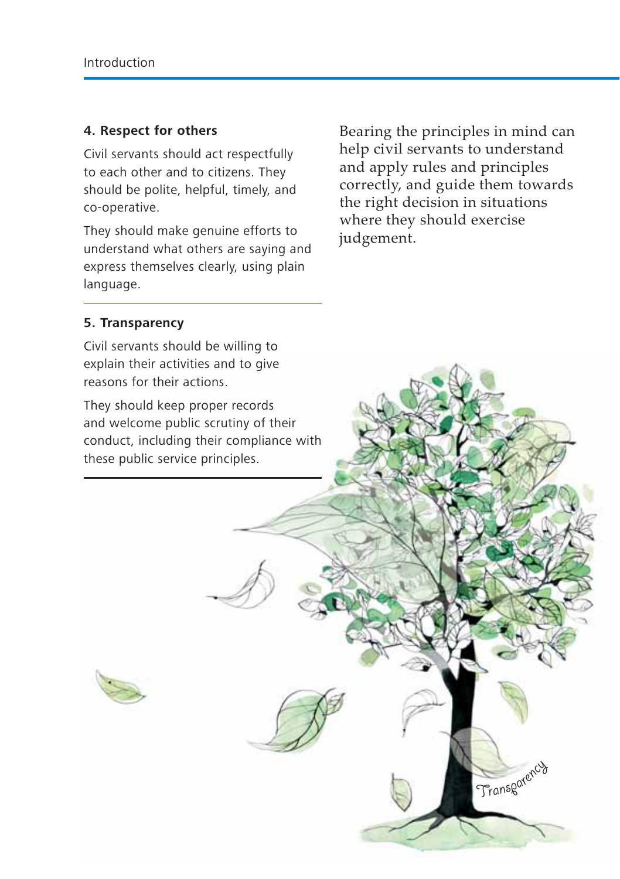### 4. Respect for others

Civil servants should act respectfully to each other and to citizens. They should be polite, helpful, timely, and co-operative.

They should make genuine efforts to understand what others are saying and express themselves clearly, using plain language.

### 5. Transparency

Civil servants should be willing to explain their activities and to give reasons for their actions.

They should keep proper records and welcome public scrutiny of their conduct, including their compliance with these public service principles.

Bearing the principles in mind can help civil servants to understand and apply rules and principles correctly, and guide them towards the right decision in situations where they should exercise judgement.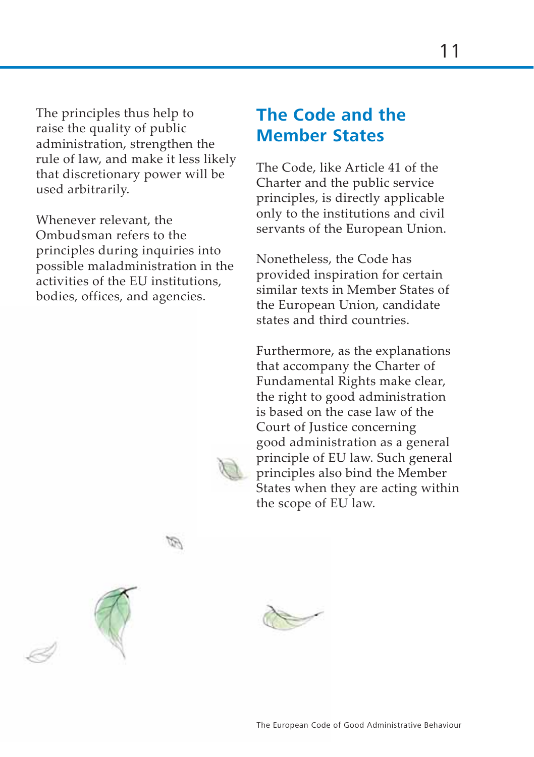The principles thus help to raise the quality of public administration, strengthen the rule of law, and make it less likely that discretionary power will be used arbitrarily.

Whenever relevant, the Ombudsman refers to the principles during inquiries into possible maladministration in the activities of the EU institutions, bodies, offices, and agencies.

## The Code and the Member States

The Code, like Article 41 of the Charter and the public service principles, is directly applicable only to the institutions and civil servants of the European Union.

Nonetheless, the Code has provided inspiration for certain similar texts in Member States of the European Union, candidate states and third countries.

Furthermore, as the explanations that accompany the Charter of Fundamental Rights make clear, the right to good administration is based on the case law of the Court of Justice concerning good administration as a general principle of EU law. Such general principles also bind the Member States when they are acting within the scope of EU law.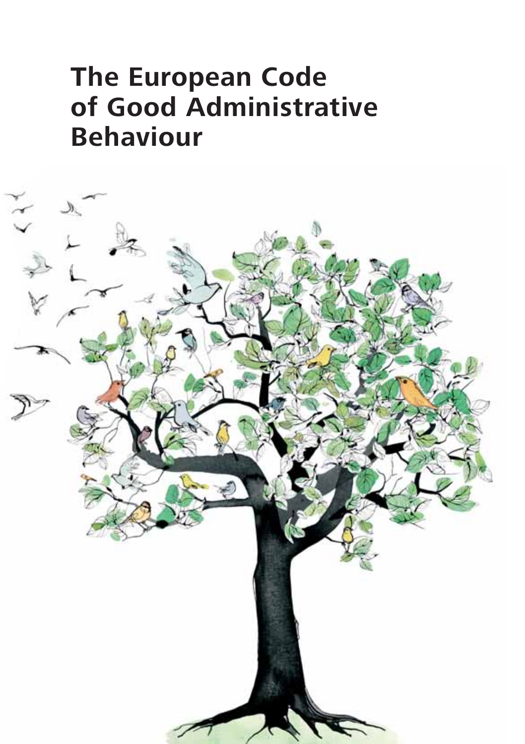# The European Code of Good Administrative Behaviour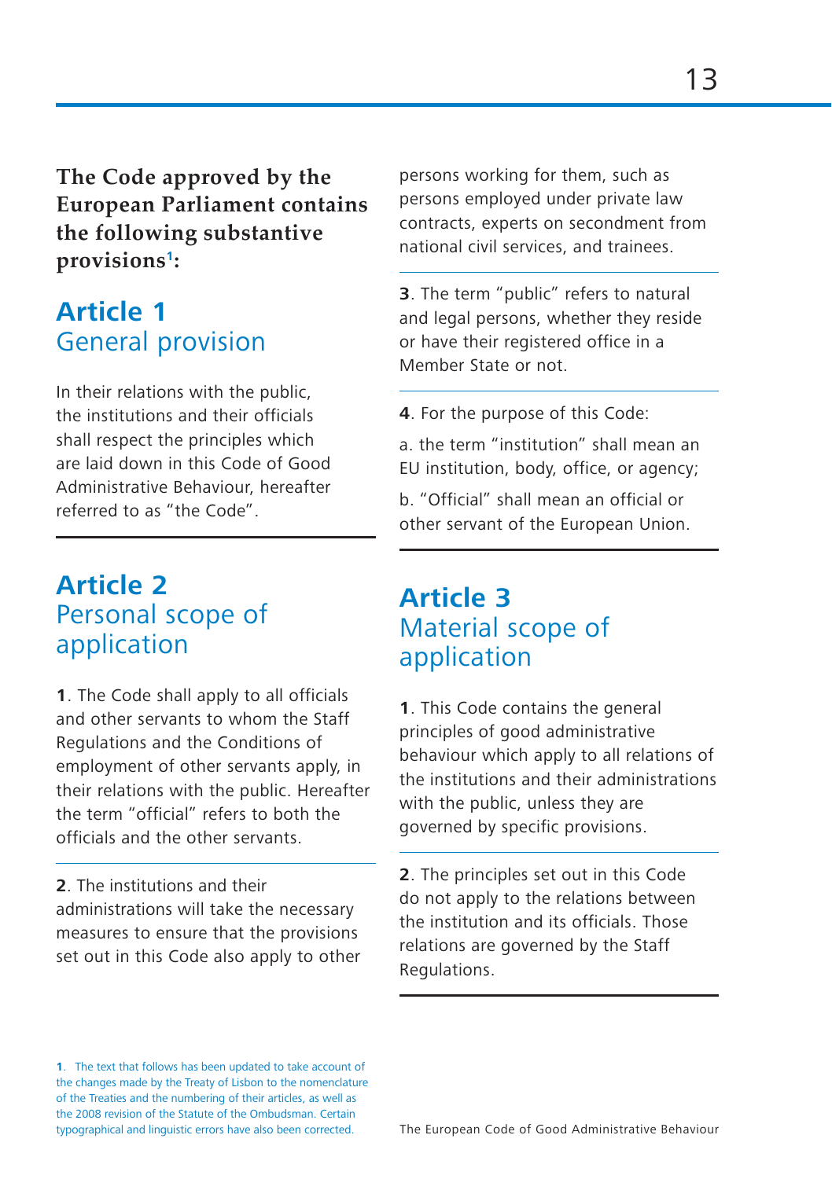**The Code approved by the European Parliament contains the following substantive provisions[1]:**

## Article 1
## General provision

In their relations with the public, the institutions and their officials shall respect the principles which are laid down in this Code of Good Administrative Behaviour, hereafter referred to as "the Code".

## Article 2
## Personal scope of application

**1**. The Code shall apply to all officials and other servants to whom the Staff Regulations and the Conditions of employment of other servants apply, in their relations with the public. Hereafter the term "official" refers to both the officials and the other servants.

**2**. The institutions and their administrations will take the necessary measures to ensure that the provisions set out in this Code also apply to other persons working for them, such as persons employed under private law contracts, experts on secondment from national civil services, and trainees.

**3**. The term "public" refers to natural and legal persons, whether they reside or have their registered office in a Member State or not.

**4**. For the purpose of this Code:

a. the term "institution" shall mean an EU institution, body, office, or agency;

b. "Official" shall mean an official or other servant of the European Union.

## Article 3
## Material scope of application

**1**. This Code contains the general principles of good administrative behaviour which apply to all relations of the institutions and their administrations with the public, unless they are governed by specific provisions.

**2**. The principles set out in this Code do not apply to the relations between the institution and its officials. Those relations are governed by the Staff Regulations.

---

**1**. The text that follows has been updated to take account of the changes made by the Treaty of Lisbon to the nomenclature of the Treaties and the numbering of their articles, as well as the 2008 revision of the Statute of the Ombudsman. Certain typographical and linguistic errors have also been corrected.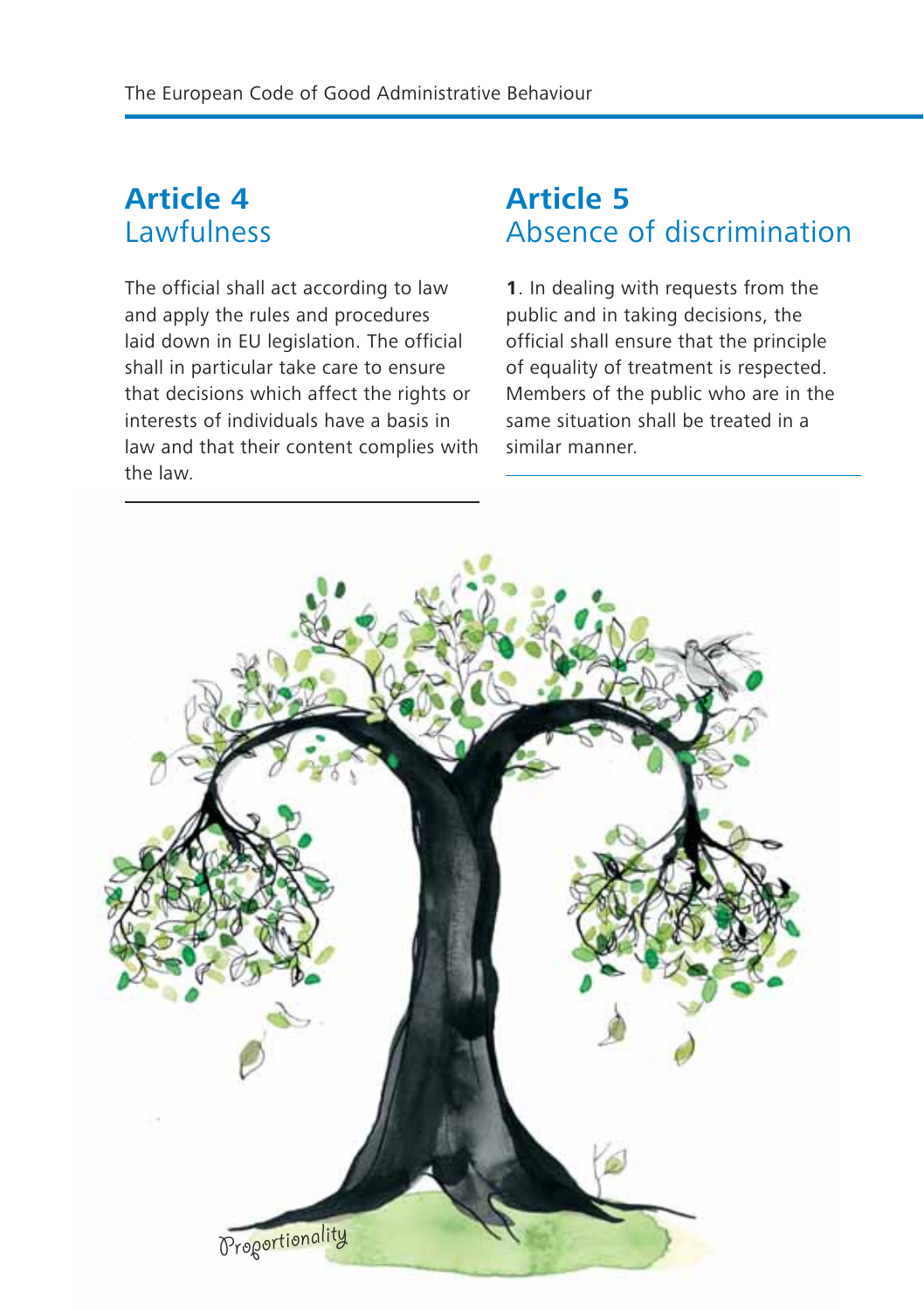## Article 4
### Lawfulness

The official shall act according to law and apply the rules and procedures laid down in EU legislation. The official shall in particular take care to ensure that decisions which affect the rights or interests of individuals have a basis in law and that their content complies with the law.

## Article 5
### Absence of discrimination

**1**. In dealing with requests from the public and in taking decisions, the official shall ensure that the principle of equality of treatment is respected. Members of the public who are in the same situation shall be treated in a similar manner.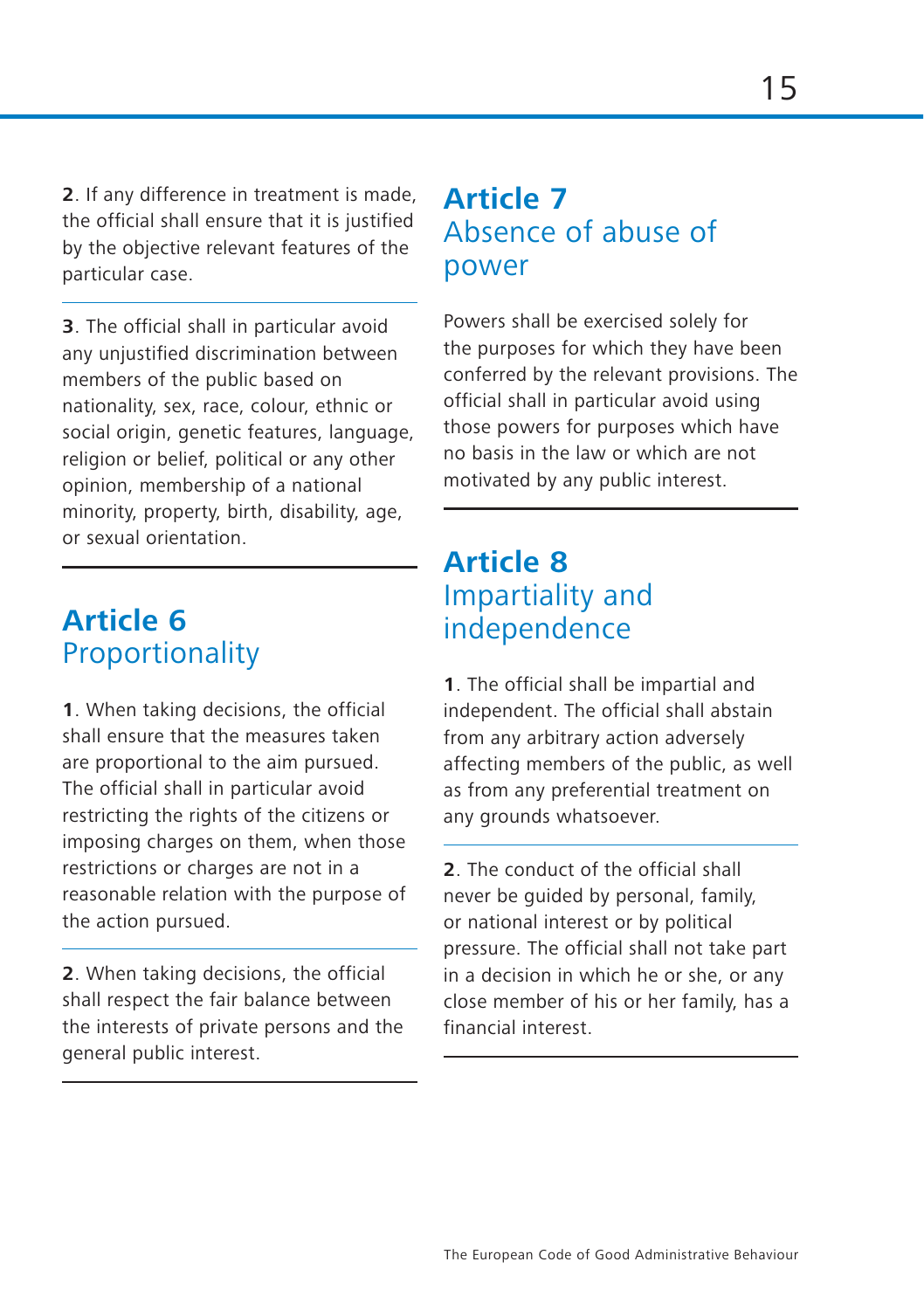**2**. If any difference in treatment is made, the official shall ensure that it is justified by the objective relevant features of the particular case.

**3**. The official shall in particular avoid any unjustified discrimination between members of the public based on nationality, sex, race, colour, ethnic or social origin, genetic features, language, religion or belief, political or any other opinion, membership of a national minority, property, birth, disability, age, or sexual orientation.

## Article 6
### Proportionality

**1**. When taking decisions, the official shall ensure that the measures taken are proportional to the aim pursued. The official shall in particular avoid restricting the rights of the citizens or imposing charges on them, when those restrictions or charges are not in a reasonable relation with the purpose of the action pursued.

**2**. When taking decisions, the official shall respect the fair balance between the interests of private persons and the general public interest.

## Article 7
### Absence of abuse of power

Powers shall be exercised solely for the purposes for which they have been conferred by the relevant provisions. The official shall in particular avoid using those powers for purposes which have no basis in the law or which are not motivated by any public interest.

## Article 8
### Impartiality and independence

**1**. The official shall be impartial and independent. The official shall abstain from any arbitrary action adversely affecting members of the public, as well as from any preferential treatment on any grounds whatsoever.

**2**. The conduct of the official shall never be guided by personal, family, or national interest or by political pressure. The official shall not take part in a decision in which he or she, or any close member of his or her family, has a financial interest.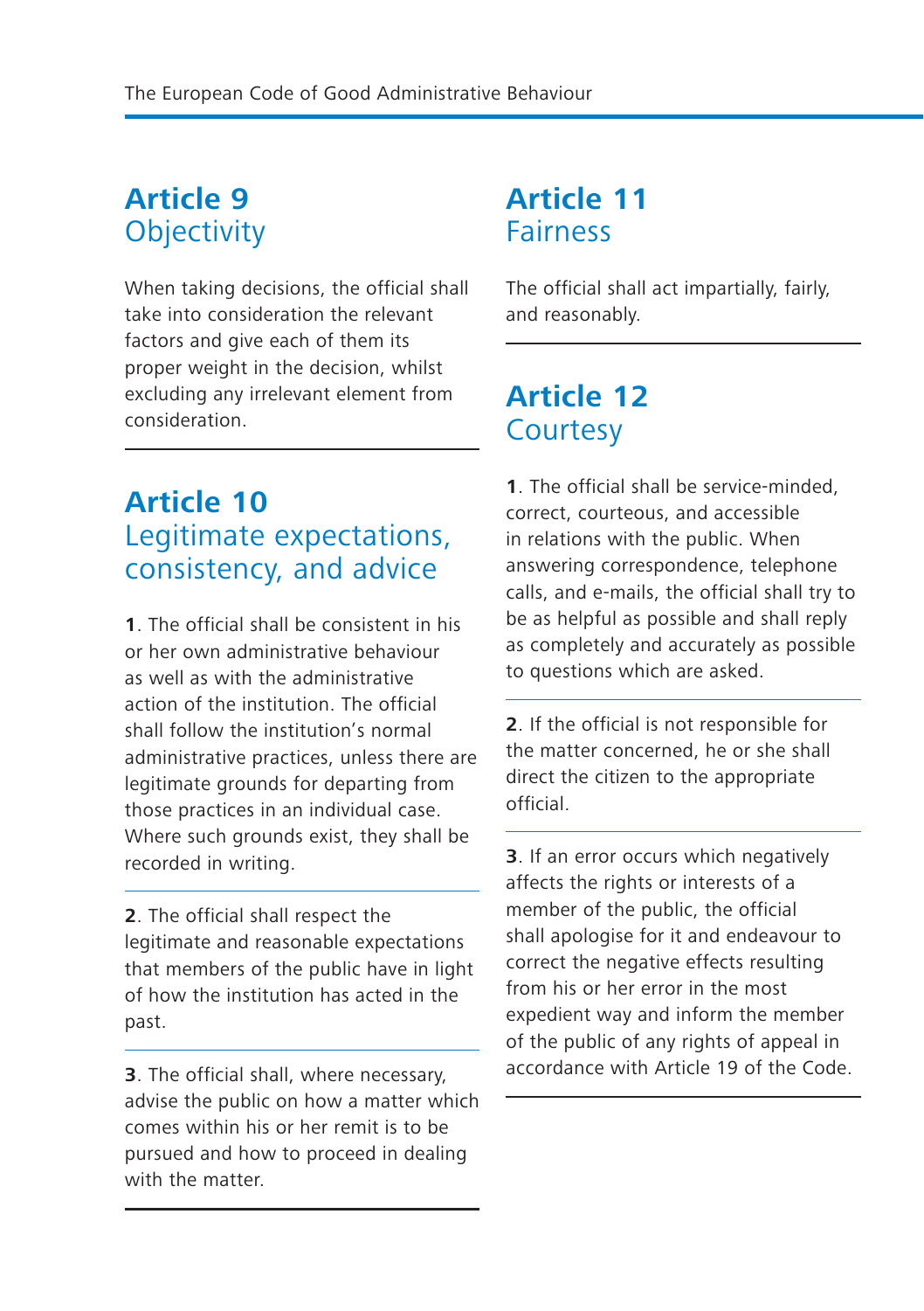## Article 9
### Objectivity

When taking decisions, the official shall take into consideration the relevant factors and give each of them its proper weight in the decision, whilst excluding any irrelevant element from consideration.

## Article 10
### Legitimate expectations, consistency, and advice

**1**. The official shall be consistent in his or her own administrative behaviour as well as with the administrative action of the institution. The official shall follow the institution's normal administrative practices, unless there are legitimate grounds for departing from those practices in an individual case. Where such grounds exist, they shall be recorded in writing.

**2**. The official shall respect the legitimate and reasonable expectations that members of the public have in light of how the institution has acted in the past.

**3**. The official shall, where necessary, advise the public on how a matter which comes within his or her remit is to be pursued and how to proceed in dealing with the matter.

## Article 11
### Fairness

The official shall act impartially, fairly, and reasonably.

## Article 12
### Courtesy

**1**. The official shall be service-minded, correct, courteous, and accessible in relations with the public. When answering correspondence, telephone calls, and e-mails, the official shall try to be as helpful as possible and shall reply as completely and accurately as possible to questions which are asked.

**2**. If the official is not responsible for the matter concerned, he or she shall direct the citizen to the appropriate official.

**3**. If an error occurs which negatively affects the rights or interests of a member of the public, the official shall apologise for it and endeavour to correct the negative effects resulting from his or her error in the most expedient way and inform the member of the public of any rights of appeal in accordance with Article 19 of the Code.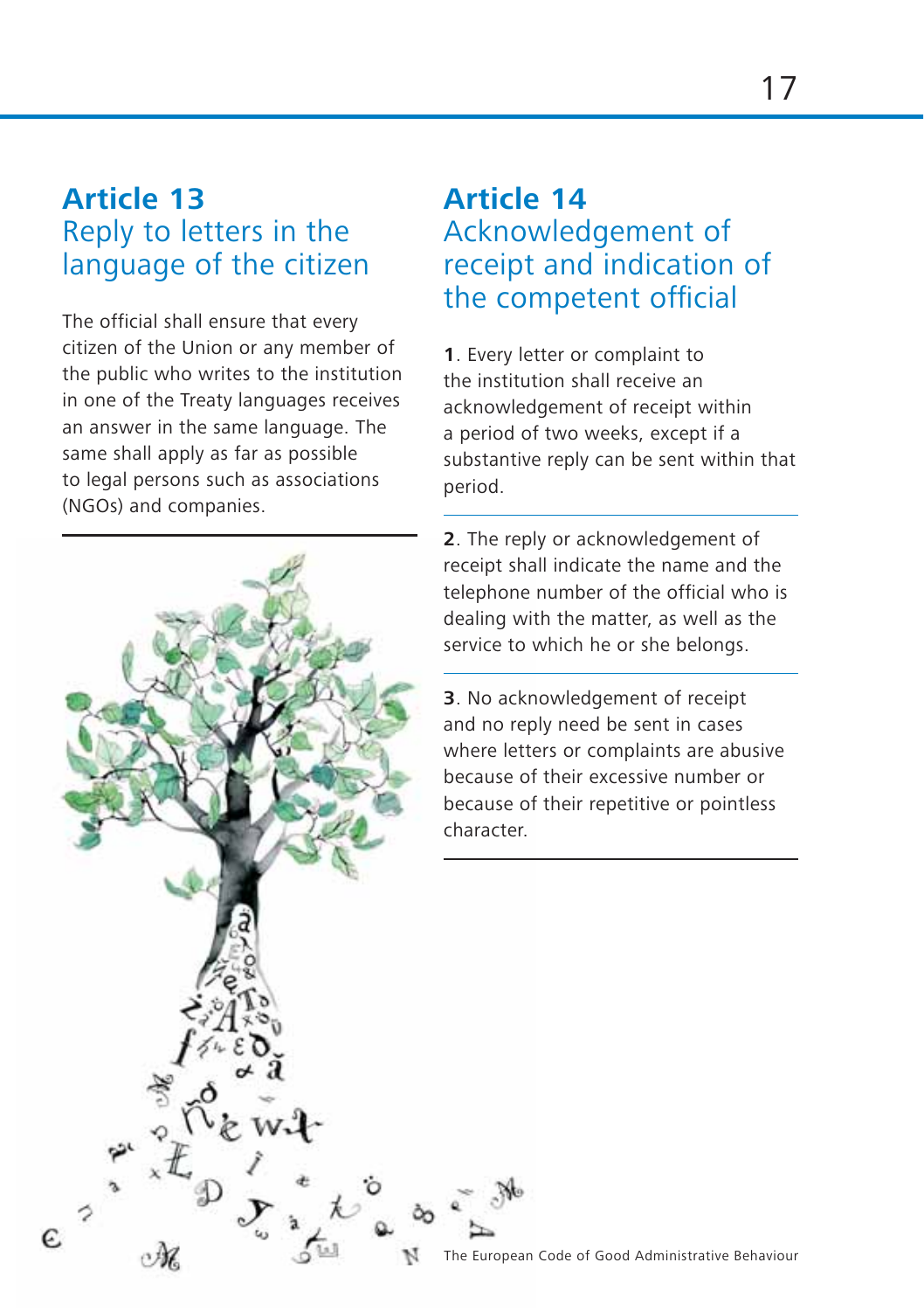## Article 13
### Reply to letters in the language of the citizen

The official shall ensure that every citizen of the Union or any member of the public who writes to the institution in one of the Treaty languages receives an answer in the same language. The same shall apply as far as possible to legal persons such as associations (NGOs) and companies.

## Article 14
### Acknowledgement of receipt and indication of the competent official

**1**. Every letter or complaint to the institution shall receive an acknowledgement of receipt within a period of two weeks, except if a substantive reply can be sent within that period.

**2**. The reply or acknowledgement of receipt shall indicate the name and the telephone number of the official who is dealing with the matter, as well as the service to which he or she belongs.

**3**. No acknowledgement of receipt and no reply need be sent in cases where letters or complaints are abusive because of their excessive number or because of their repetitive or pointless character.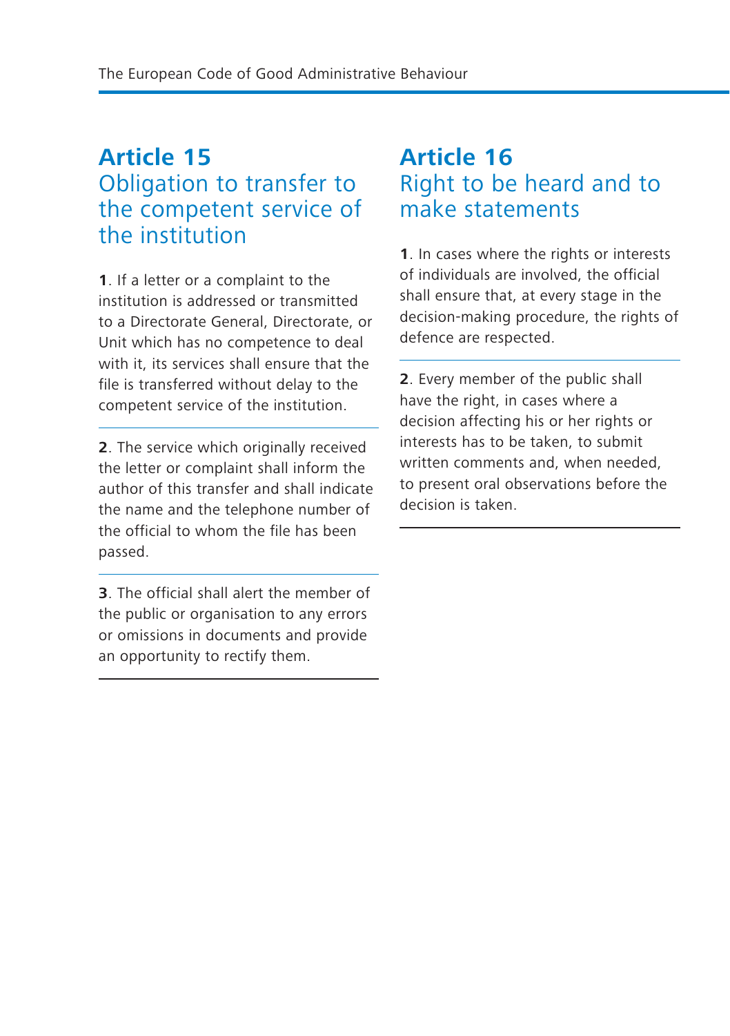## Article 15
### Obligation to transfer to the competent service of the institution

**1**. If a letter or a complaint to the institution is addressed or transmitted to a Directorate General, Directorate, or Unit which has no competence to deal with it, its services shall ensure that the file is transferred without delay to the competent service of the institution.

**2**. The service which originally received the letter or complaint shall inform the author of this transfer and shall indicate the name and the telephone number of the official to whom the file has been passed.

**3**. The official shall alert the member of the public or organisation to any errors or omissions in documents and provide an opportunity to rectify them.

## Article 16
### Right to be heard and to make statements

**1**. In cases where the rights or interests of individuals are involved, the official shall ensure that, at every stage in the decision-making procedure, the rights of defence are respected.

**2**. Every member of the public shall have the right, in cases where a decision affecting his or her rights or interests has to be taken, to submit written comments and, when needed, to present oral observations before the decision is taken.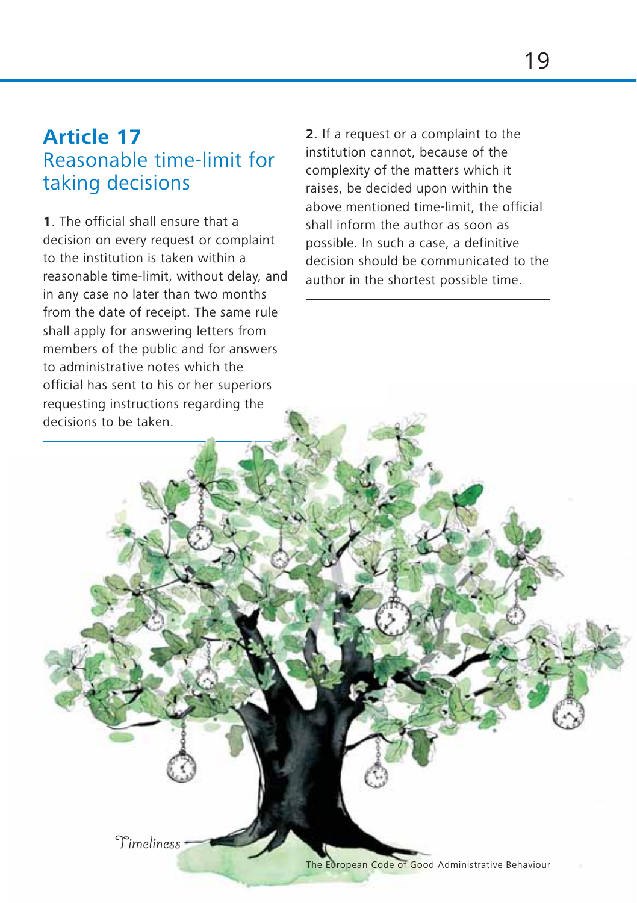# Article 17
## Reasonable time-limit for taking decisions

**1**. The official shall ensure that a decision on every request or complaint to the institution is taken within a reasonable time-limit, without delay, and in any case no later than two months from the date of receipt. The same rule shall apply for answering letters from members of the public and for answers to administrative notes which the official has sent to his or her superiors requesting instructions regarding the decisions to be taken.

**2**. If a request or a complaint to the institution cannot, because of the complexity of the matters which it raises, be decided upon within the above mentioned time-limit, the official shall inform the author as soon as possible. In such a case, a definitive decision should be communicated to the author in the shortest possible time.

*Timeliness*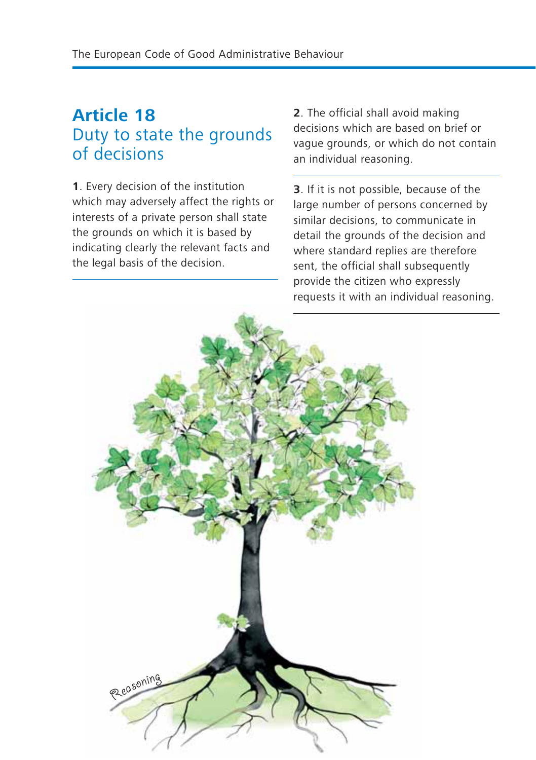## Article 18
### Duty to state the grounds of decisions

**1**. Every decision of the institution which may adversely affect the rights or interests of a private person shall state the grounds on which it is based by indicating clearly the relevant facts and the legal basis of the decision.

**2**. The official shall avoid making decisions which are based on brief or vague grounds, or which do not contain an individual reasoning.

**3**. If it is not possible, because of the large number of persons concerned by similar decisions, to communicate in detail the grounds of the decision and where standard replies are therefore sent, the official shall subsequently provide the citizen who expressly requests it with an individual reasoning.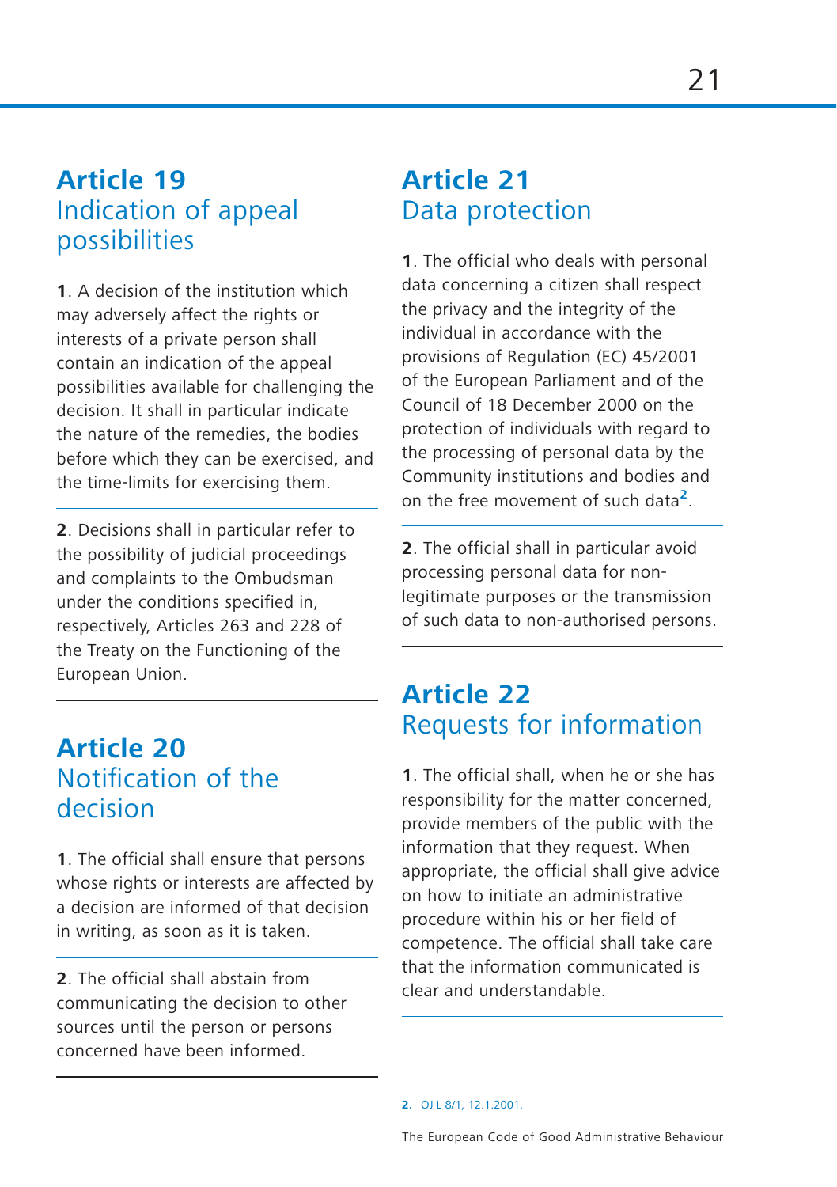## Article 19
### Indication of appeal possibilities

**1**. A decision of the institution which may adversely affect the rights or interests of a private person shall contain an indication of the appeal possibilities available for challenging the decision. It shall in particular indicate the nature of the remedies, the bodies before which they can be exercised, and the time-limits for exercising them.

**2**. Decisions shall in particular refer to the possibility of judicial proceedings and complaints to the Ombudsman under the conditions specified in, respectively, Articles 263 and 228 of the Treaty on the Functioning of the European Union.

## Article 20
### Notification of the decision

**1**. The official shall ensure that persons whose rights or interests are affected by a decision are informed of that decision in writing, as soon as it is taken.

**2**. The official shall abstain from communicating the decision to other sources until the person or persons concerned have been informed.

## Article 21
### Data protection

**1**. The official who deals with personal data concerning a citizen shall respect the privacy and the integrity of the individual in accordance with the provisions of Regulation (EC) 45/2001 of the European Parliament and of the Council of 18 December 2000 on the protection of individuals with regard to the processing of personal data by the Community institutions and bodies and on the free movement of such data[2].

**2**. The official shall in particular avoid processing personal data for non-legitimate purposes or the transmission of such data to non-authorised persons.

## Article 22
### Requests for information

**1**. The official shall, when he or she has responsibility for the matter concerned, provide members of the public with the information that they request. When appropriate, the official shall give advice on how to initiate an administrative procedure within his or her field of competence. The official shall take care that the information communicated is clear and understandable.

**2.** OJ L 8/1, 12.1.2001.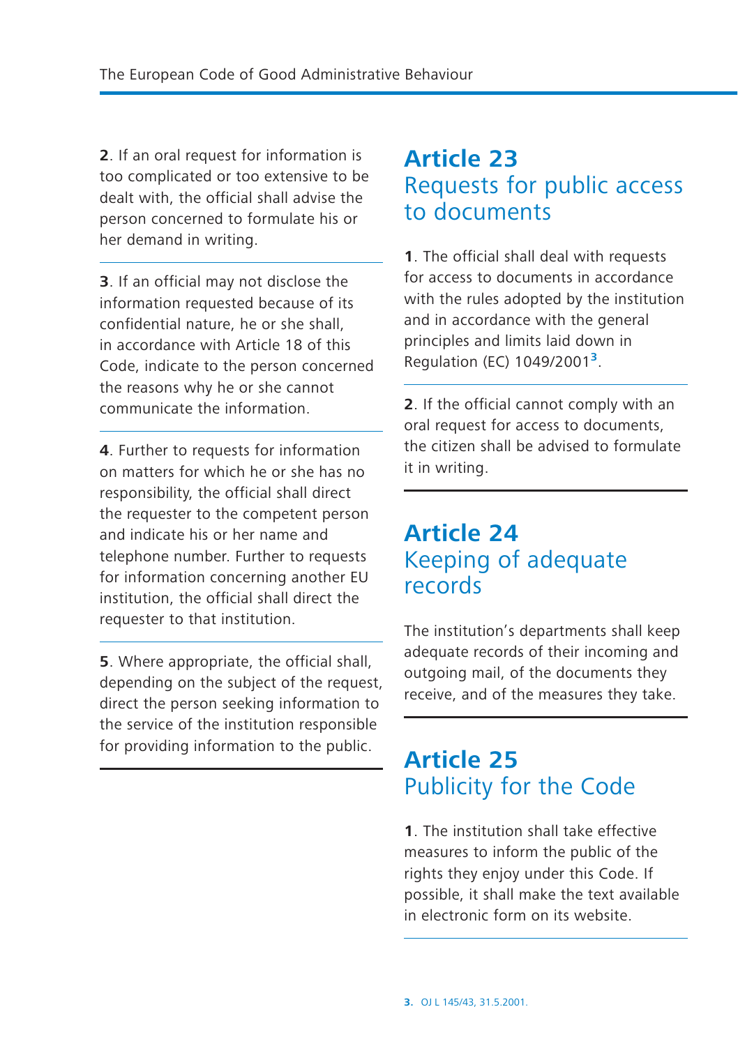**2**. If an oral request for information is too complicated or too extensive to be dealt with, the official shall advise the person concerned to formulate his or her demand in writing.

**3**. If an official may not disclose the information requested because of its confidential nature, he or she shall, in accordance with Article 18 of this Code, indicate to the person concerned the reasons why he or she cannot communicate the information.

**4**. Further to requests for information on matters for which he or she has no responsibility, the official shall direct the requester to the competent person and indicate his or her name and telephone number. Further to requests for information concerning another EU institution, the official shall direct the requester to that institution.

**5**. Where appropriate, the official shall, depending on the subject of the request, direct the person seeking information to the service of the institution responsible for providing information to the public.

## Article 23
## Requests for public access to documents

**1**. The official shall deal with requests for access to documents in accordance with the rules adopted by the institution and in accordance with the general principles and limits laid down in Regulation (EC) 1049/2001[3].

**2**. If the official cannot comply with an oral request for access to documents, the citizen shall be advised to formulate it in writing.

## Article 24
## Keeping of adequate records

The institution's departments shall keep adequate records of their incoming and outgoing mail, of the documents they receive, and of the measures they take.

## Article 25
## Publicity for the Code

**1**. The institution shall take effective measures to inform the public of the rights they enjoy under this Code. If possible, it shall make the text available in electronic form on its website.

3. OJ L 145/43, 31.5.2001.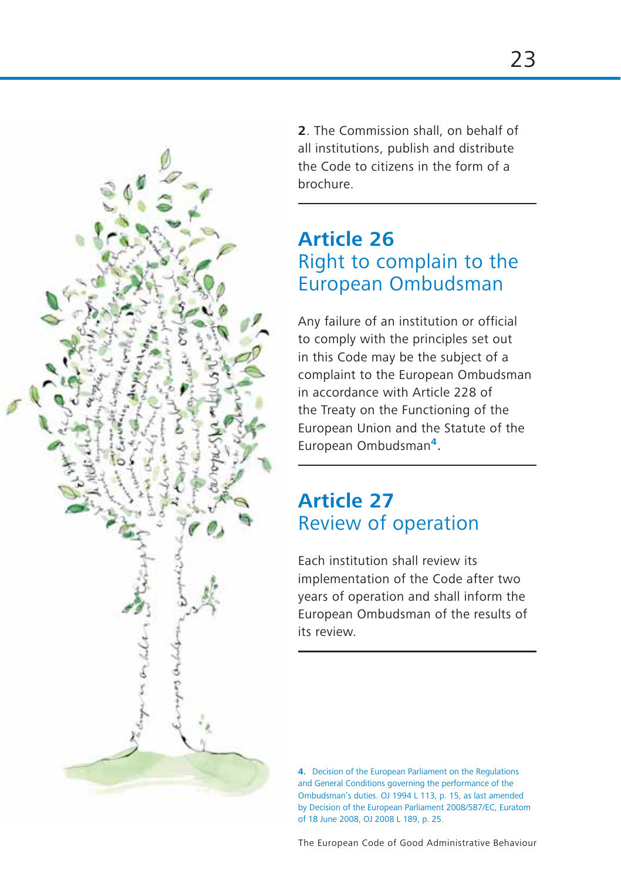**2**. The Commission shall, on behalf of all institutions, publish and distribute the Code to citizens in the form of a brochure.

## Article 26
## Right to complain to the European Ombudsman

Any failure of an institution or official to comply with the principles set out in this Code may be the subject of a complaint to the European Ombudsman in accordance with Article 228 of the Treaty on the Functioning of the European Union and the Statute of the European Ombudsman[4].

## Article 27
## Review of operation

Each institution shall review its implementation of the Code after two years of operation and shall inform the European Ombudsman of the results of its review.

**4.** Decision of the European Parliament on the Regulations and General Conditions governing the performance of the Ombudsman's duties. OJ 1994 L 113, p. 15, as last amended by Decision of the European Parliament 2008/587/EC, Euratom of 18 June 2008, OJ 2008 L 189, p. 25.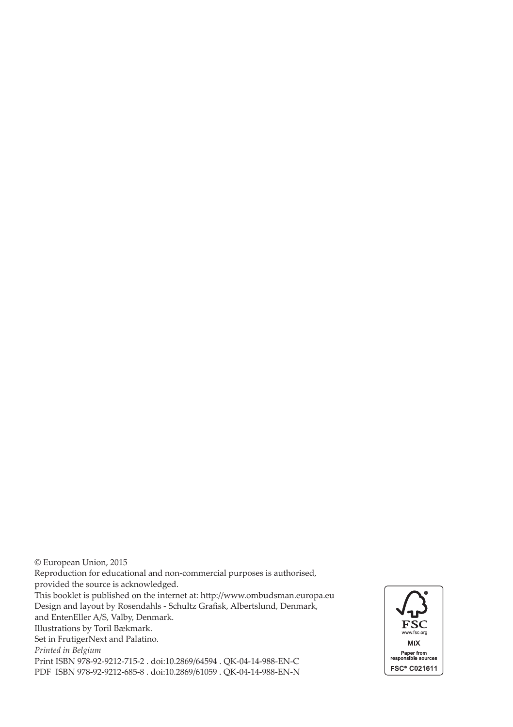© European Union, 2015
Reproduction for educational and non-commercial purposes is authorised, provided the source is acknowledged.
This booklet is published on the internet at: http://www.ombudsman.europa.eu
Design and layout by Rosendahls - Schultz Grafisk, Albertslund, Denmark, and EntenEller A/S, Valby, Denmark.
Illustrations by Toril Bækmark.
Set in FrutigerNext and Palatino.
*Printed in Belgium*
Print ISBN 978-92-9212-715-2 . doi:10.2869/64594 . QK-04-14-988-EN-C
PDF ISBN 978-92-9212-685-8 . doi:10.2869/61059 . QK-04-14-988-EN-N

FSC
www.fsc.org
MIX
Paper from responsible sources
FSC® C021611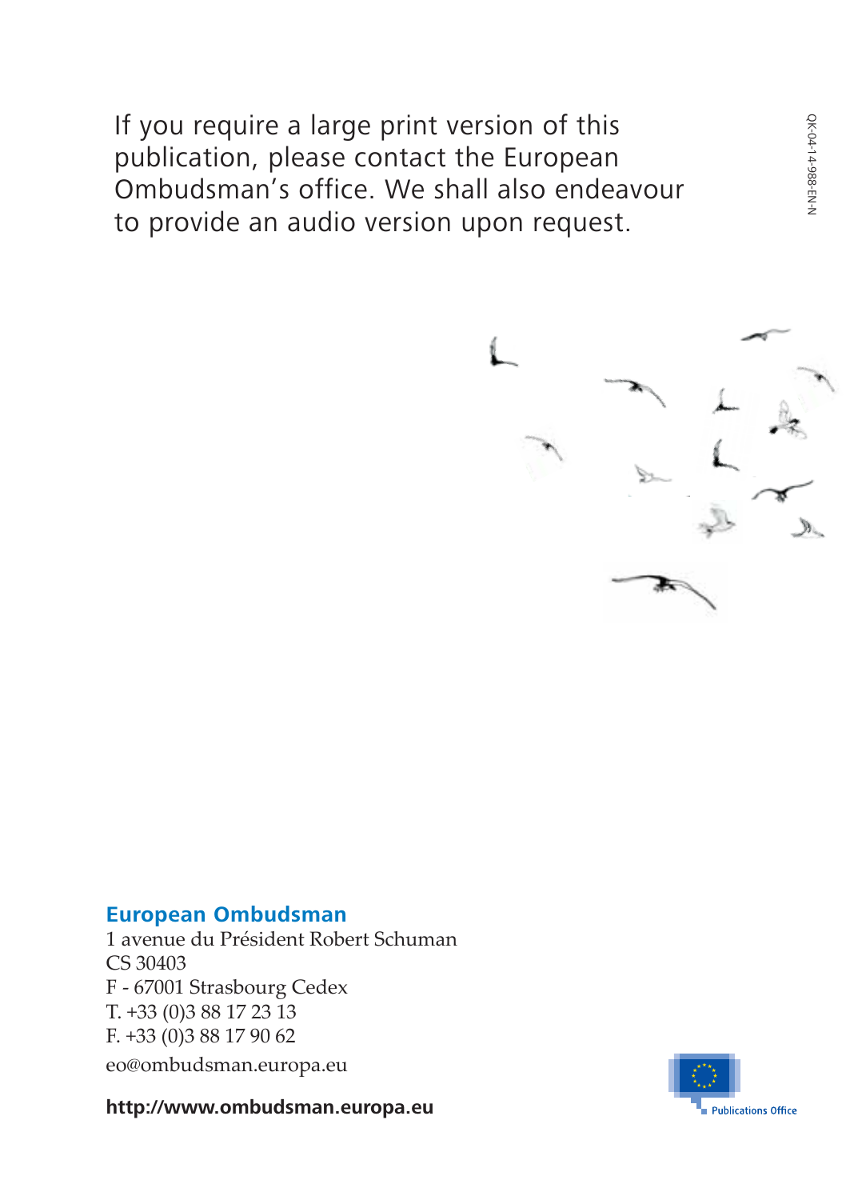If you require a large print version of this publication, please contact the European Ombudsman's office. We shall also endeavour to provide an audio version upon request.

QK-04-14-988-EN-N

**European Ombudsman**

1 avenue du Président Robert Schuman
CS 30403
F - 67001 Strasbourg Cedex
T. +33 (0)3 88 17 23 13
F. +33 (0)3 88 17 90 62
eo@ombudsman.europa.eu

**http://www.ombudsman.europa.eu**

Publications Office